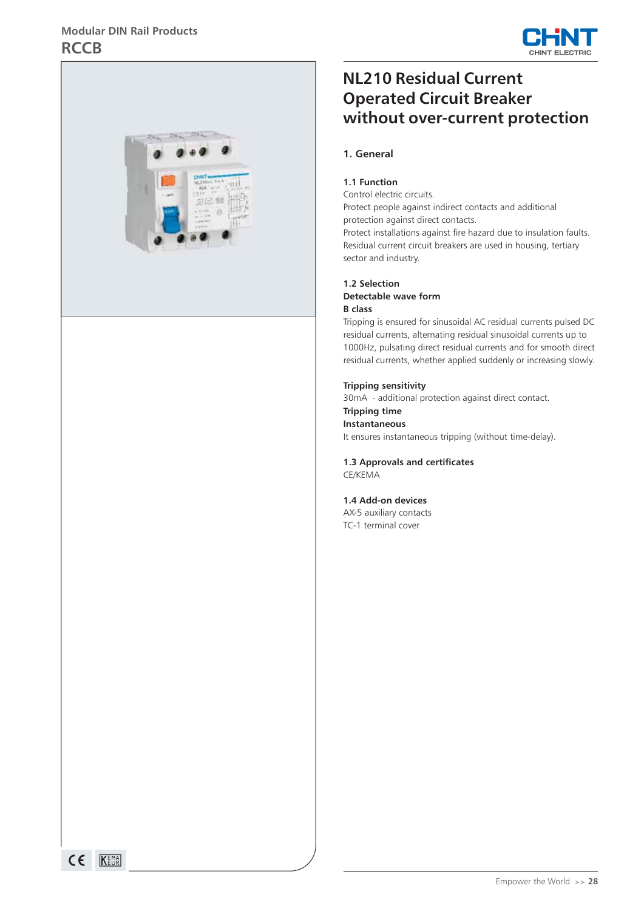Modular DIN Rail Products

# RCCB

## NL210 Residual Current Operated Circuit Breaker without over-current protection

### 1. General

#### 1.1 Function

Control electric circuits.
Protect people against indirect contacts and additional protection against direct contacts.
Protect installations against fire hazard due to insulation faults.
Residual current circuit breakers are used in housing, tertiary sector and industry.

#### 1.2 Selection

**Detectable wave form**

**B class**

Tripping is ensured for sinusoidal AC residual currents pulsed DC residual currents, alternating residual sinusoidal currents up to 1000Hz, pulsating direct residual currents and for smooth direct residual currents, whether applied suddenly or increasing slowly.

**Tripping sensitivity**

30mA - additional protection against direct contact.

**Tripping time**

**Instantaneous**

It ensures instantaneous tripping (without time-delay).

#### 1.3 Approvals and certificates

CE/KEMA

#### 1.4 Add-on devices

AX-5 auxiliary contacts
TC-1 terminal cover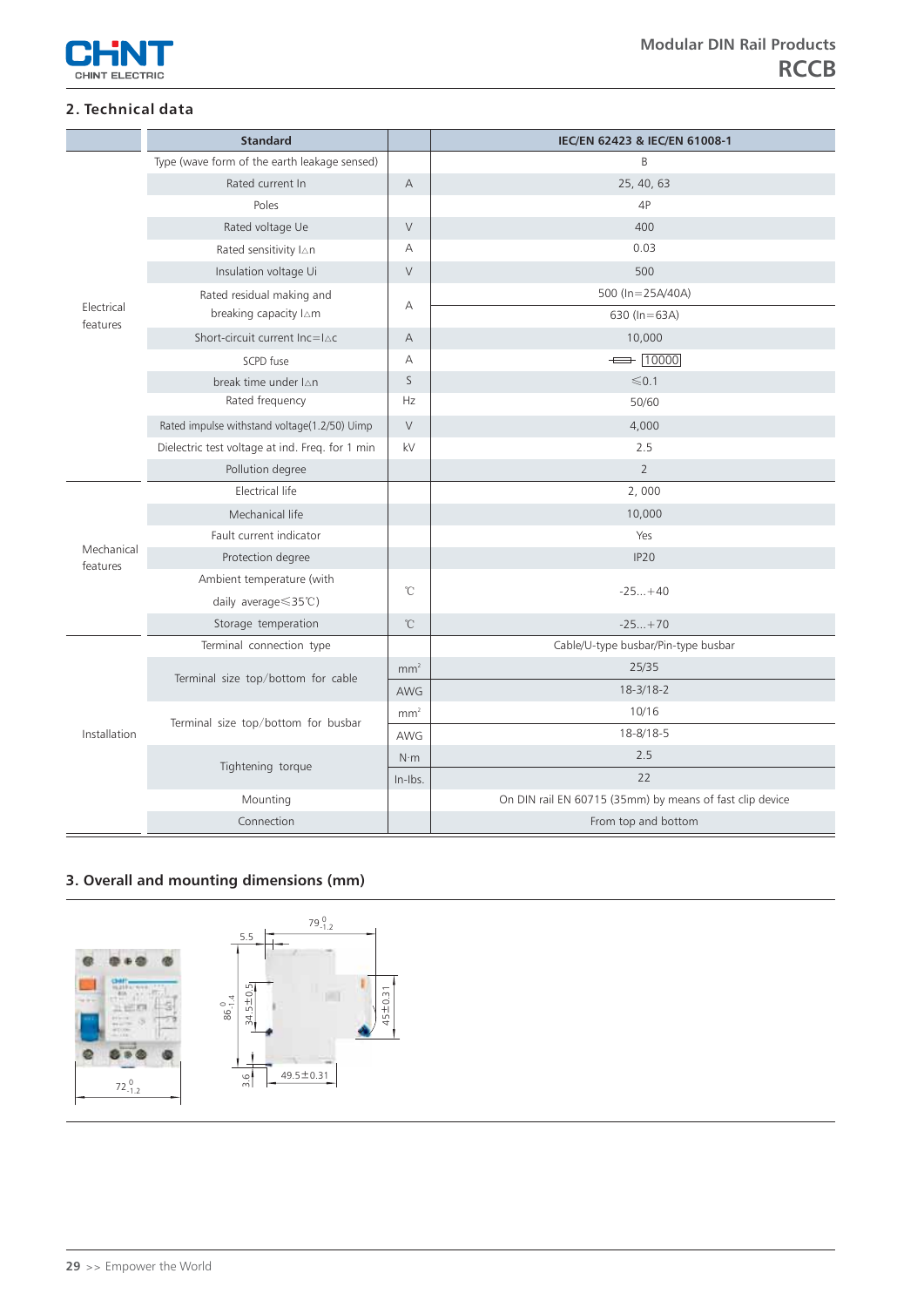## 2. Technical data

| | Standard | | IEC/EN 62423 & IEC/EN 61008-1 |
|---|---|---|---|
| Electrical features | Type (wave form of the earth leakage sensed) | | B |
| | Rated current In | A | 25, 40, 63 |
| | Poles | | 4P |
| | Rated voltage Ue | V | 400 |
| | Rated sensitivity I△n | A | 0.03 |
| | Insulation voltage Ui | V | 500 |
| | Rated residual making and breaking capacity I△m | A | 500 (In=25A/40A) |
| | | | 630 (In=63A) |
| | Short-circuit current Inc=I△c | A | 10,000 |
| | SCPD fuse | A | 10000 |
| | break time under I△n | S | ≤0.1 |
| | Rated frequency | Hz | 50/60 |
| | Rated impulse withstand voltage(1.2/50) Uimp | V | 4,000 |
| | Dielectric test voltage at ind. Freq. for 1 min | kV | 2.5 |
| | Pollution degree | | 2 |
| Mechanical features | Electrical life | | 2, 000 |
| | Mechanical life | | 10,000 |
| | Fault current indicator | | Yes |
| | Protection degree | | IP20 |
| | Ambient temperature (with daily average≤35℃) | ℃ | -25...+40 |
| | Storage temperation | ℃ | -25...+70 |
| Installation | Terminal connection type | | Cable/U-type busbar/Pin-type busbar |
| | Terminal size top/bottom for cable | $mm^2$ | 25/35 |
| | | AWG | 18-3/18-2 |
| | Terminal size top/bottom for busbar | $mm^2$ | 10/16 |
| | | AWG | 18-8/18-5 |
| | Tightening torque | N·m | 2.5 |
| | | In-lbs. | 22 |
| | Mounting | | On DIN rail EN 60715 (35mm) by means of fast clip device |
| | Connection | | From top and bottom |

## 3. Overall and mounting dimensions (mm)

$72^{0}_{-1.2}$

$79^{0}_{-1.2}$

5.5

$86^{0}_{-1.4}$

34.5±0.5

45±0.31

3.6

49.5±0.31